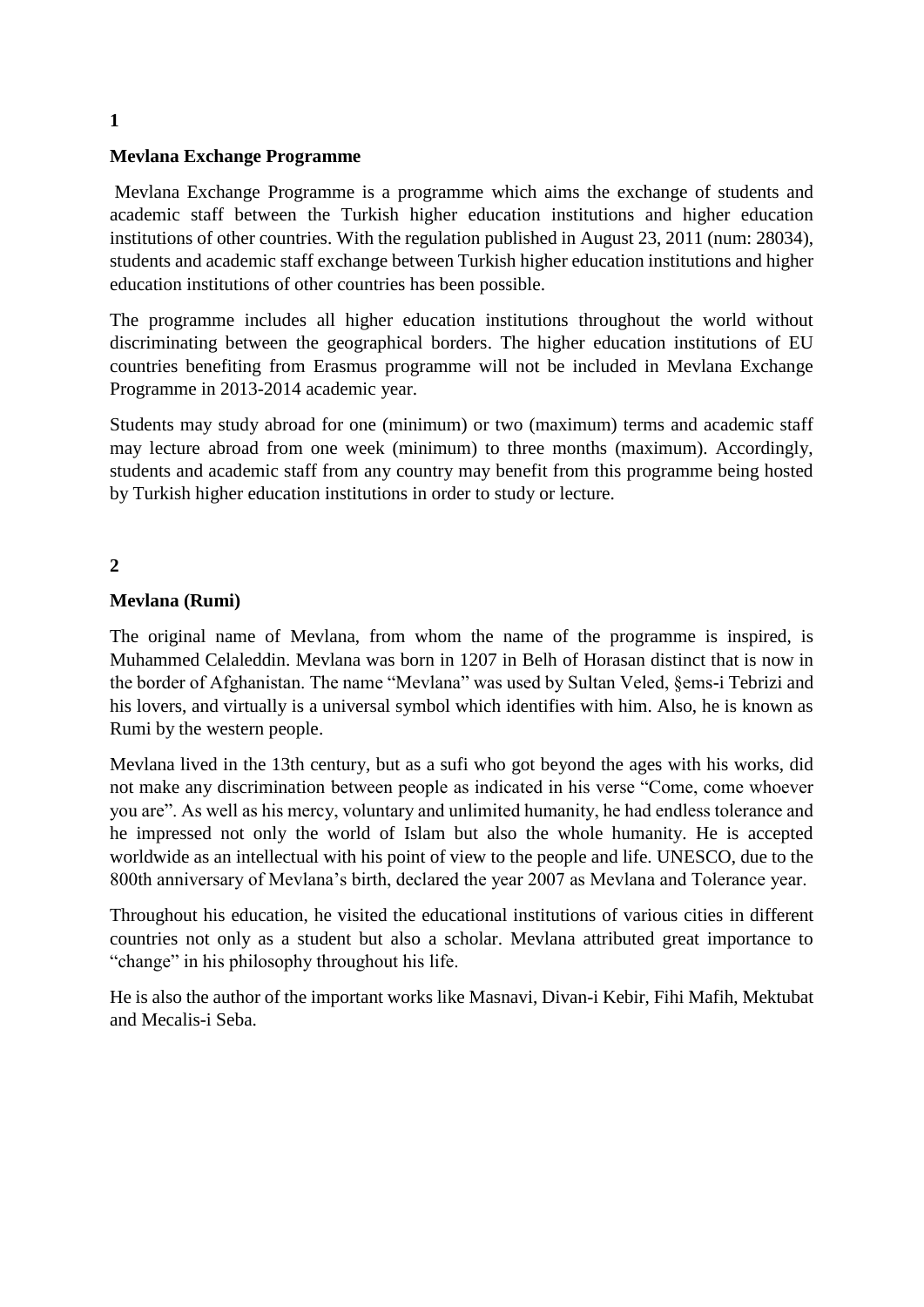**1**

## Mevlana Exchange Programme

Mevlana Exchange Programme is a programme which aims the exchange of students and academic staff between the Turkish higher education institutions and higher education institutions of other countries. With the regulation published in August 23, 2011 (num: 28034), students and academic staff exchange between Turkish higher education institutions and higher education institutions of other countries has been possible.

The programme includes all higher education institutions throughout the world without discriminating between the geographical borders. The higher education institutions of EU countries benefiting from Erasmus programme will not be included in Mevlana Exchange Programme in 2013-2014 academic year.

Students may study abroad for one (minimum) or two (maximum) terms and academic staff may lecture abroad from one week (minimum) to three months (maximum). Accordingly, students and academic staff from any country may benefit from this programme being hosted by Turkish higher education institutions in order to study or lecture.

**2**

## Mevlana (Rumi)

The original name of Mevlana, from whom the name of the programme is inspired, is Muhammed Celaleddin. Mevlana was born in 1207 in Belh of Horasan distinct that is now in the border of Afghanistan. The name "Mevlana" was used by Sultan Veled, §ems-i Tebrizi and his lovers, and virtually is a universal symbol which identifies with him. Also, he is known as Rumi by the western people.

Mevlana lived in the 13th century, but as a sufi who got beyond the ages with his works, did not make any discrimination between people as indicated in his verse "Come, come whoever you are". As well as his mercy, voluntary and unlimited humanity, he had endless tolerance and he impressed not only the world of Islam but also the whole humanity. He is accepted worldwide as an intellectual with his point of view to the people and life. UNESCO, due to the 800th anniversary of Mevlana's birth, declared the year 2007 as Mevlana and Tolerance year.

Throughout his education, he visited the educational institutions of various cities in different countries not only as a student but also a scholar. Mevlana attributed great importance to "change" in his philosophy throughout his life.

He is also the author of the important works like Masnavi, Divan-i Kebir, Fihi Mafih, Mektubat and Mecalis-i Seba.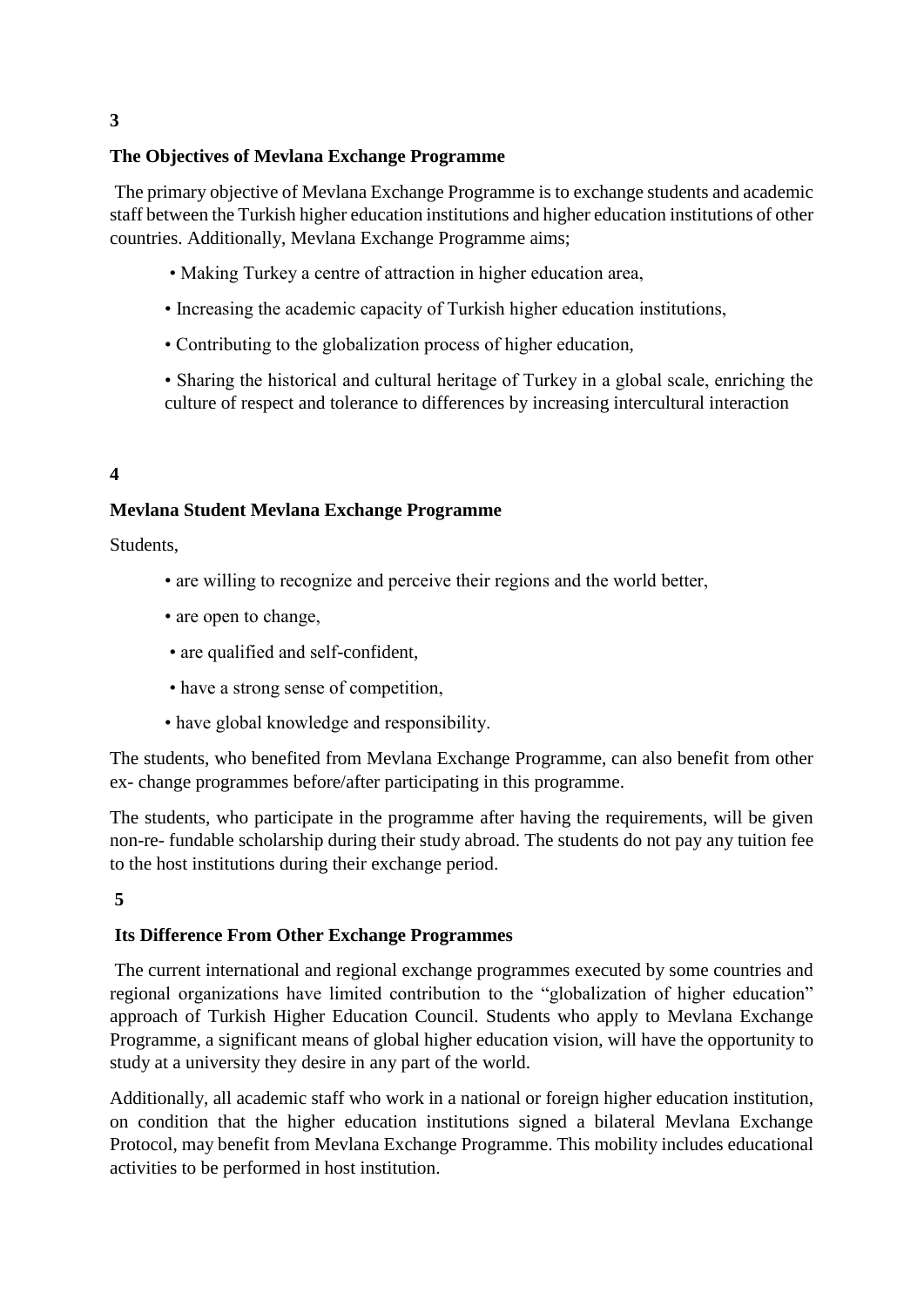**3**

## The Objectives of Mevlana Exchange Programme

The primary objective of Mevlana Exchange Programme is to exchange students and academic staff between the Turkish higher education institutions and higher education institutions of other countries. Additionally, Mevlana Exchange Programme aims;

- Making Turkey a centre of attraction in higher education area,
- Increasing the academic capacity of Turkish higher education institutions,
- Contributing to the globalization process of higher education,
- Sharing the historical and cultural heritage of Turkey in a global scale, enriching the culture of respect and tolerance to differences by increasing intercultural interaction

**4**

## Mevlana Student Mevlana Exchange Programme

Students,

- are willing to recognize and perceive their regions and the world better,
- are open to change,
- are qualified and self-confident,
- have a strong sense of competition,
- have global knowledge and responsibility.

The students, who benefited from Mevlana Exchange Programme, can also benefit from other ex- change programmes before/after participating in this programme.

The students, who participate in the programme after having the requirements, will be given non-re- fundable scholarship during their study abroad. The students do not pay any tuition fee to the host institutions during their exchange period.

**5**

## Its Difference From Other Exchange Programmes

The current international and regional exchange programmes executed by some countries and regional organizations have limited contribution to the "globalization of higher education" approach of Turkish Higher Education Council. Students who apply to Mevlana Exchange Programme, a significant means of global higher education vision, will have the opportunity to study at a university they desire in any part of the world.

Additionally, all academic staff who work in a national or foreign higher education institution, on condition that the higher education institutions signed a bilateral Mevlana Exchange Protocol, may benefit from Mevlana Exchange Programme. This mobility includes educational activities to be performed in host institution.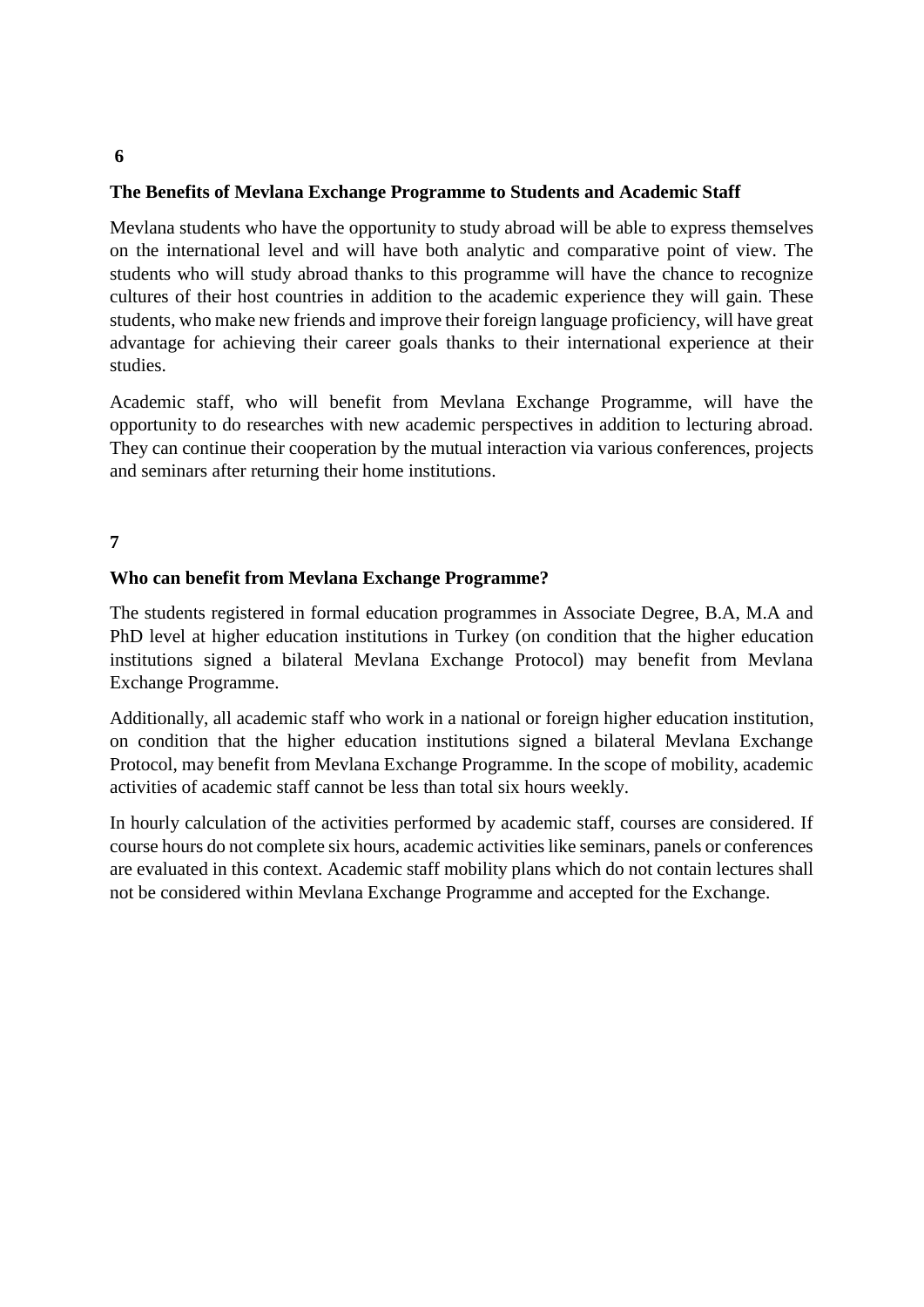**6**

## The Benefits of Mevlana Exchange Programme to Students and Academic Staff

Mevlana students who have the opportunity to study abroad will be able to express themselves on the international level and will have both analytic and comparative point of view. The students who will study abroad thanks to this programme will have the chance to recognize cultures of their host countries in addition to the academic experience they will gain. These students, who make new friends and improve their foreign language proficiency, will have great advantage for achieving their career goals thanks to their international experience at their studies.

Academic staff, who will benefit from Mevlana Exchange Programme, will have the opportunity to do researches with new academic perspectives in addition to lecturing abroad. They can continue their cooperation by the mutual interaction via various conferences, projects and seminars after returning their home institutions.

**7**

## Who can benefit from Mevlana Exchange Programme?

The students registered in formal education programmes in Associate Degree, B.A, M.A and PhD level at higher education institutions in Turkey (on condition that the higher education institutions signed a bilateral Mevlana Exchange Protocol) may benefit from Mevlana Exchange Programme.

Additionally, all academic staff who work in a national or foreign higher education institution, on condition that the higher education institutions signed a bilateral Mevlana Exchange Protocol, may benefit from Mevlana Exchange Programme. In the scope of mobility, academic activities of academic staff cannot be less than total six hours weekly.

In hourly calculation of the activities performed by academic staff, courses are considered. If course hours do not complete six hours, academic activities like seminars, panels or conferences are evaluated in this context. Academic staff mobility plans which do not contain lectures shall not be considered within Mevlana Exchange Programme and accepted for the Exchange.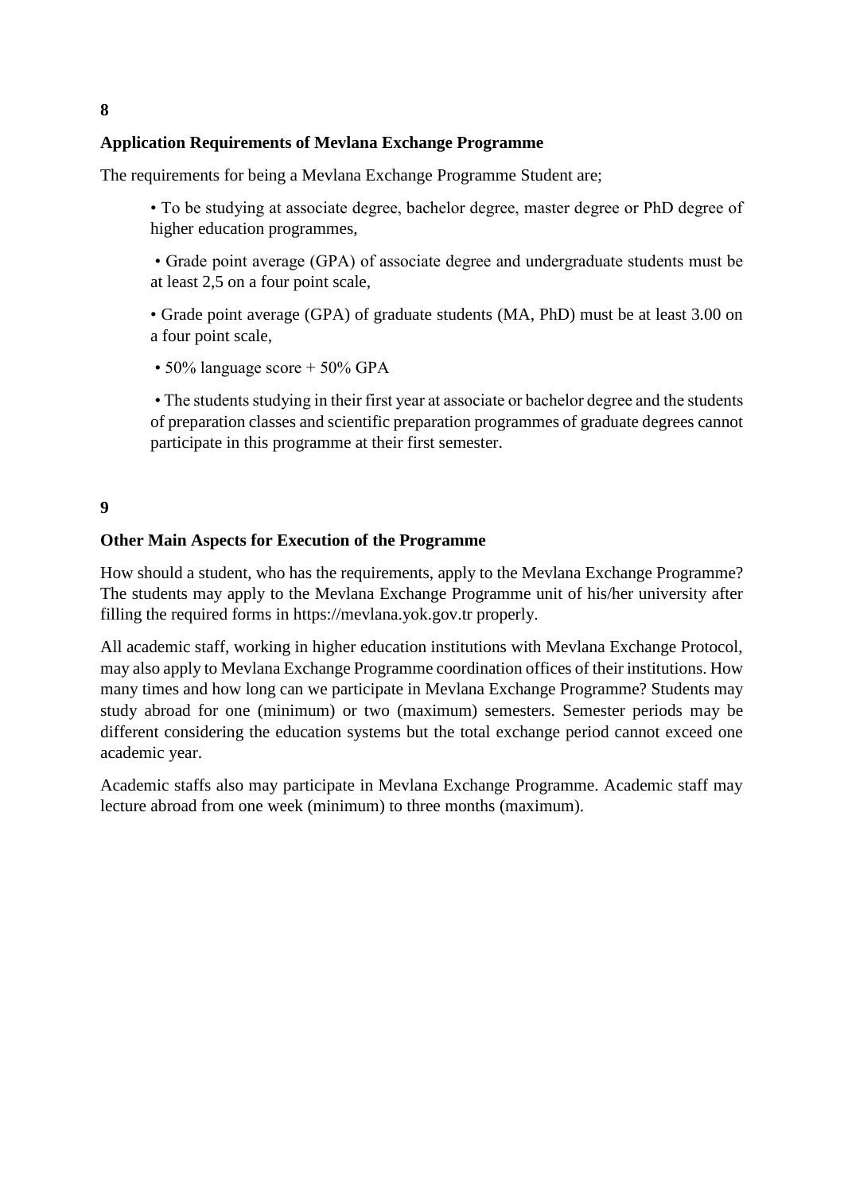**8**

## Application Requirements of Mevlana Exchange Programme

The requirements for being a Mevlana Exchange Programme Student are;

- To be studying at associate degree, bachelor degree, master degree or PhD degree of higher education programmes,
- Grade point average (GPA) of associate degree and undergraduate students must be at least 2,5 on a four point scale,
- Grade point average (GPA) of graduate students (MA, PhD) must be at least 3.00 on a four point scale,
- 50% language score + 50% GPA
- The students studying in their first year at associate or bachelor degree and the students of preparation classes and scientific preparation programmes of graduate degrees cannot participate in this programme at their first semester.

**9**

## Other Main Aspects for Execution of the Programme

How should a student, who has the requirements, apply to the Mevlana Exchange Programme? The students may apply to the Mevlana Exchange Programme unit of his/her university after filling the required forms in https://mevlana.yok.gov.tr properly.

All academic staff, working in higher education institutions with Mevlana Exchange Protocol, may also apply to Mevlana Exchange Programme coordination offices of their institutions. How many times and how long can we participate in Mevlana Exchange Programme? Students may study abroad for one (minimum) or two (maximum) semesters. Semester periods may be different considering the education systems but the total exchange period cannot exceed one academic year.

Academic staffs also may participate in Mevlana Exchange Programme. Academic staff may lecture abroad from one week (minimum) to three months (maximum).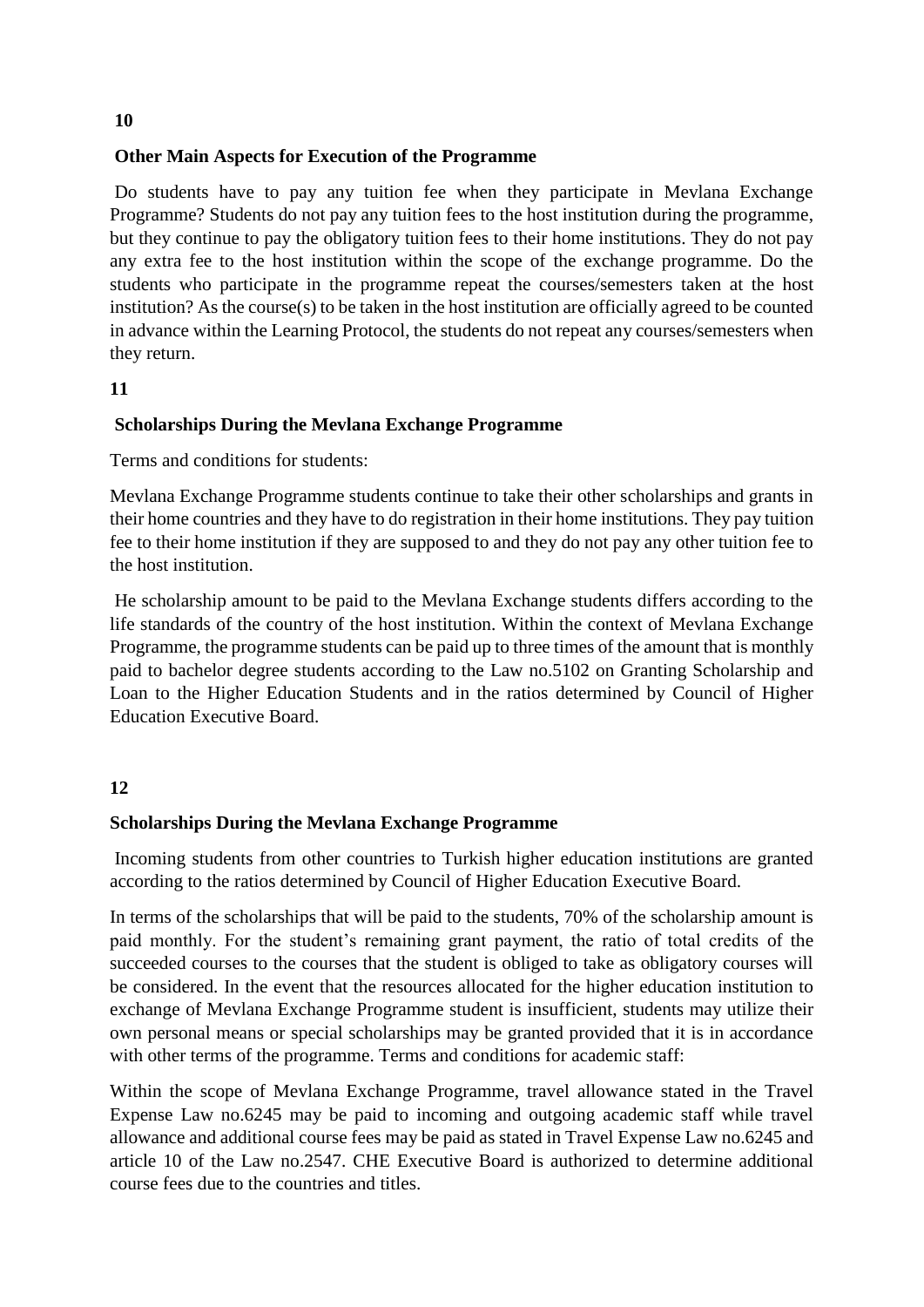**10**

**Other Main Aspects for Execution of the Programme**

Do students have to pay any tuition fee when they participate in Mevlana Exchange Programme? Students do not pay any tuition fees to the host institution during the programme, but they continue to pay the obligatory tuition fees to their home institutions. They do not pay any extra fee to the host institution within the scope of the exchange programme. Do the students who participate in the programme repeat the courses/semesters taken at the host institution? As the course(s) to be taken in the host institution are officially agreed to be counted in advance within the Learning Protocol, the students do not repeat any courses/semesters when they return.

**11**

**Scholarships During the Mevlana Exchange Programme**

Terms and conditions for students:

Mevlana Exchange Programme students continue to take their other scholarships and grants in their home countries and they have to do registration in their home institutions. They pay tuition fee to their home institution if they are supposed to and they do not pay any other tuition fee to the host institution.

He scholarship amount to be paid to the Mevlana Exchange students differs according to the life standards of the country of the host institution. Within the context of Mevlana Exchange Programme, the programme students can be paid up to three times of the amount that is monthly paid to bachelor degree students according to the Law no.5102 on Granting Scholarship and Loan to the Higher Education Students and in the ratios determined by Council of Higher Education Executive Board.

**12**

**Scholarships During the Mevlana Exchange Programme**

Incoming students from other countries to Turkish higher education institutions are granted according to the ratios determined by Council of Higher Education Executive Board.

In terms of the scholarships that will be paid to the students, 70% of the scholarship amount is paid monthly. For the student's remaining grant payment, the ratio of total credits of the succeeded courses to the courses that the student is obliged to take as obligatory courses will be considered. In the event that the resources allocated for the higher education institution to exchange of Mevlana Exchange Programme student is insufficient, students may utilize their own personal means or special scholarships may be granted provided that it is in accordance with other terms of the programme. Terms and conditions for academic staff:

Within the scope of Mevlana Exchange Programme, travel allowance stated in the Travel Expense Law no.6245 may be paid to incoming and outgoing academic staff while travel allowance and additional course fees may be paid as stated in Travel Expense Law no.6245 and article 10 of the Law no.2547. CHE Executive Board is authorized to determine additional course fees due to the countries and titles.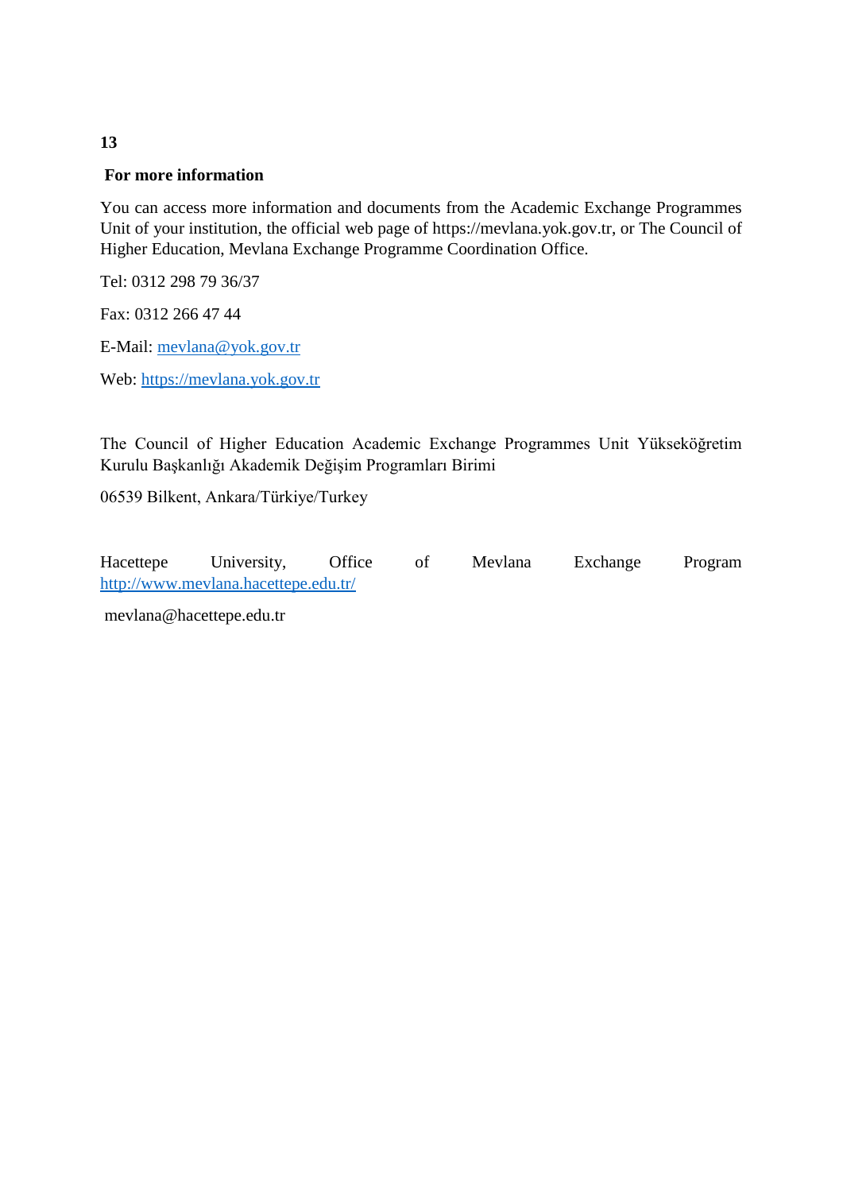## 13

### For more information

You can access more information and documents from the Academic Exchange Programmes Unit of your institution, the official web page of https://mevlana.yok.gov.tr, or The Council of Higher Education, Mevlana Exchange Programme Coordination Office.

Tel: 0312 298 79 36/37

Fax: 0312 266 47 44

E-Mail: mevlana@yok.gov.tr

Web: https://mevlana.yok.gov.tr

The Council of Higher Education Academic Exchange Programmes Unit Yükseköğretim Kurulu Başkanlığı Akademik Değişim Programları Birimi

06539 Bilkent, Ankara/Türkiye/Turkey

Hacettepe University, Office of Mevlana Exchange Program http://www.mevlana.hacettepe.edu.tr/

mevlana@hacettepe.edu.tr